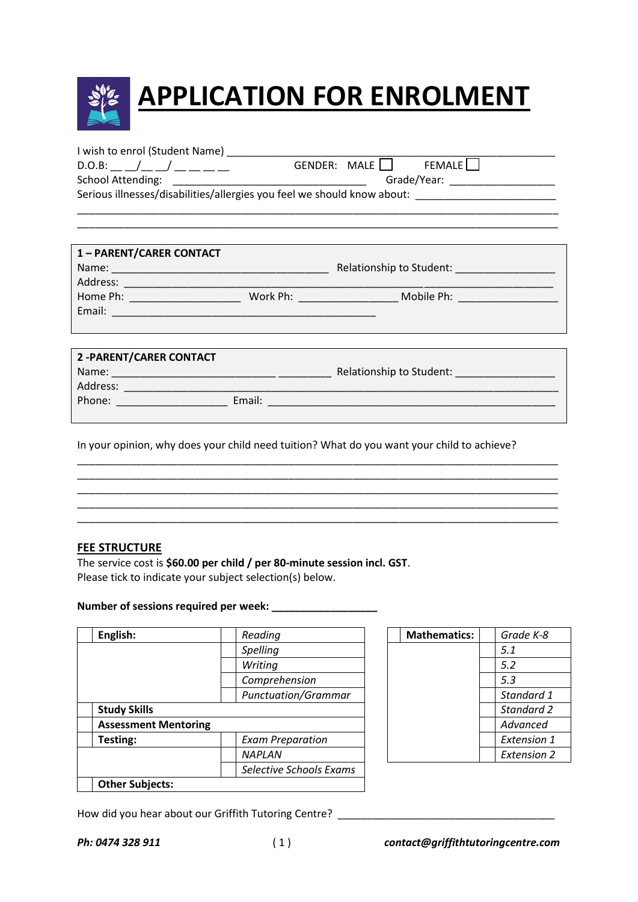# APPLICATION FOR ENROLMENT

I wish to enrol (Student Name) ________________________________________________________

D.O.B: __ __/__ __/ __ __ __ __ GENDER: MALE ☐ FEMALE ☐

School Attending: ________________________________ Grade/Year: _________________

Serious illnesses/disabilities/allergies you feel we should know about: _______________________

________________________________________________________________________________

________________________________________________________________________________

**1 – PARENT/CARER CONTACT**

Name: ____________________________________ Relationship to Student: ________________

Address: __________________________________________________________________________

Home Ph: __________________ Work Ph: ________________ Mobile Ph: ________________

Email: ____________________________________________

**2 -PARENT/CARER CONTACT**

Name: ___________________________ _________ Relationship to Student: ________________

Address: __________________________________________________________________________

Phone: __________________ Email: _______________________________________________

In your opinion, why does your child need tuition? What do you want your child to achieve?

________________________________________________________________________________

________________________________________________________________________________

________________________________________________________________________________

________________________________________________________________________________

________________________________________________________________________________

## FEE STRUCTURE

The service cost is **$60.00 per child / per 80-minute session incl. GST**.
Please tick to indicate your subject selection(s) below.

**Number of sessions required per week: _________________**

| | | | |
|---|---|---|---|
| ☐ | **English:** | ☐ | *Reading* |
| | | ☐ | *Spelling* |
| | | ☐ | *Writing* |
| | | ☐ | *Comprehension* |
| | | ☐ | *Punctuation/Grammar* |
| ☐ | **Study Skills** | | |
| ☐ | **Assessment Mentoring** | | |
| ☐ | **Testing:** | ☐ | *Exam Preparation* |
| | | ☐ | *NAPLAN* |
| | | ☐ | *Selective Schools Exams* |
| ☐ | **Other Subjects:** | | |

| | | | |
|---|---|---|---|
| ☐ | **Mathematics:** | ☐ | *Grade K-8* |
| | | ☐ | *5.1* |
| | | ☐ | *5.2* |
| | | ☐ | *5.3* |
| | | ☐ | *Standard 1* |
| | | ☐ | *Standard 2* |
| | | ☐ | *Advanced* |
| | | ☐ | *Extension 1* |
| | | ☐ | *Extension 2* |

How did you hear about our Griffith Tutoring Centre? ____________________________________

***Ph: 0474 328 911*** ***contact@griffithtutoringcentre.com***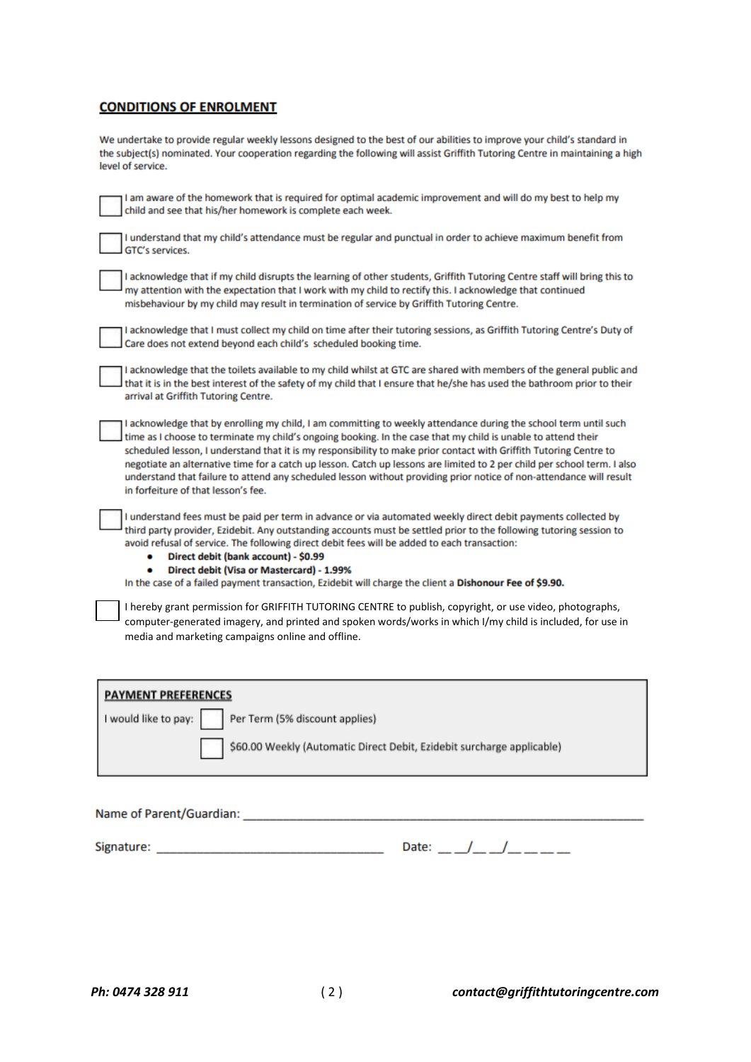## CONDITIONS OF ENROLMENT

We undertake to provide regular weekly lessons designed to the best of our abilities to improve your child's standard in the subject(s) nominated. Your cooperation regarding the following will assist Griffith Tutoring Centre in maintaining a high level of service.

- ☐ I am aware of the homework that is required for optimal academic improvement and will do my best to help my child and see that his/her homework is complete each week.

- ☐ I understand that my child's attendance must be regular and punctual in order to achieve maximum benefit from GTC's services.

- ☐ I acknowledge that if my child disrupts the learning of other students, Griffith Tutoring Centre staff will bring this to my attention with the expectation that I work with my child to rectify this. I acknowledge that continued misbehaviour by my child may result in termination of service by Griffith Tutoring Centre.

- ☐ I acknowledge that I must collect my child on time after their tutoring sessions, as Griffith Tutoring Centre's Duty of Care does not extend beyond each child's scheduled booking time.

- ☐ I acknowledge that the toilets available to my child whilst at GTC are shared with members of the general public and that it is in the best interest of the safety of my child that I ensure that he/she has used the bathroom prior to their arrival at Griffith Tutoring Centre.

- ☐ I acknowledge that by enrolling my child, I am committing to weekly attendance during the school term until such time as I choose to terminate my child's ongoing booking. In the case that my child is unable to attend their scheduled lesson, I understand that it is my responsibility to make prior contact with Griffith Tutoring Centre to negotiate an alternative time for a catch up lesson. Catch up lessons are limited to 2 per child per school term. I also understand that failure to attend any scheduled lesson without providing prior notice of non-attendance will result in forfeiture of that lesson's fee.

- ☐ I understand fees must be paid per term in advance or via automated weekly direct debit payments collected by third party provider, Ezidebit. Any outstanding accounts must be settled prior to the following tutoring session to avoid refusal of service. The following direct debit fees will be added to each transaction:
  - **Direct debit (bank account) - $0.99**
  - **Direct debit (Visa or Mastercard) - 1.99%**

  In the case of a failed payment transaction, Ezidebit will charge the client a **Dishonour Fee of $9.90.**

- ☐ I hereby grant permission for GRIFFITH TUTORING CENTRE to publish, copyright, or use video, photographs, computer-generated imagery, and printed and spoken words/works in which I/my child is included, for use in media and marketing campaigns online and offline.

### PAYMENT PREFERENCES

I would like to pay:

☐ Per Term (5% discount applies)

☐ $60.00 Weekly (Automatic Direct Debit, Ezidebit surcharge applicable)

Name of Parent/Guardian: ____________________________________________

Signature: ______________________________ Date: __ __/__ __/__ __ __ __

*Ph: 0474 328 911*

*contact@griffithtutoringcentre.com*